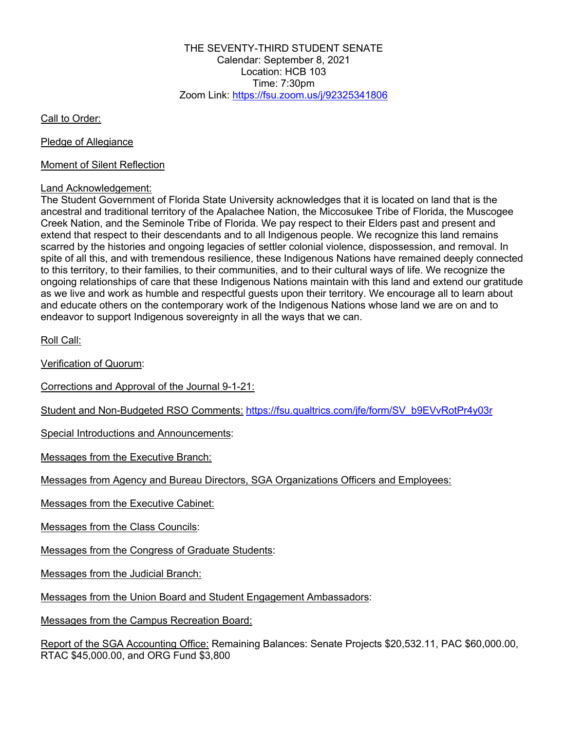THE SEVENTY-THIRD STUDENT SENATE
Calendar: September 8, 2021
Location: HCB 103
Time: 7:30pm
Zoom Link: [https://fsu.zoom.us/j/92325341806](https://fsu.zoom.us/j/92325341806)

Call to Order:

Pledge of Allegiance

Moment of Silent Reflection

Land Acknowledgement:
The Student Government of Florida State University acknowledges that it is located on land that is the ancestral and traditional territory of the Apalachee Nation, the Miccosukee Tribe of Florida, the Muscogee Creek Nation, and the Seminole Tribe of Florida. We pay respect to their Elders past and present and extend that respect to their descendants and to all Indigenous people. We recognize this land remains scarred by the histories and ongoing legacies of settler colonial violence, dispossession, and removal. In spite of all this, and with tremendous resilience, these Indigenous Nations have remained deeply connected to this territory, to their families, to their communities, and to their cultural ways of life. We recognize the ongoing relationships of care that these Indigenous Nations maintain with this land and extend our gratitude as we live and work as humble and respectful guests upon their territory. We encourage all to learn about and educate others on the contemporary work of the Indigenous Nations whose land we are on and to endeavor to support Indigenous sovereignty in all the ways that we can.

Roll Call:

Verification of Quorum:

Corrections and Approval of the Journal 9-1-21:

Student and Non-Budgeted RSO Comments: [https://fsu.qualtrics.com/jfe/form/SV_b9EVvRotPr4y03r](https://fsu.qualtrics.com/jfe/form/SV_b9EVvRotPr4y03r)

Special Introductions and Announcements:

Messages from the Executive Branch:

Messages from Agency and Bureau Directors, SGA Organizations Officers and Employees:

Messages from the Executive Cabinet:

Messages from the Class Councils:

Messages from the Congress of Graduate Students:

Messages from the Judicial Branch:

Messages from the Union Board and Student Engagement Ambassadors:

Messages from the Campus Recreation Board:

Report of the SGA Accounting Office: Remaining Balances: Senate Projects $20,532.11, PAC $60,000.00, RTAC $45,000.00, and ORG Fund $3,800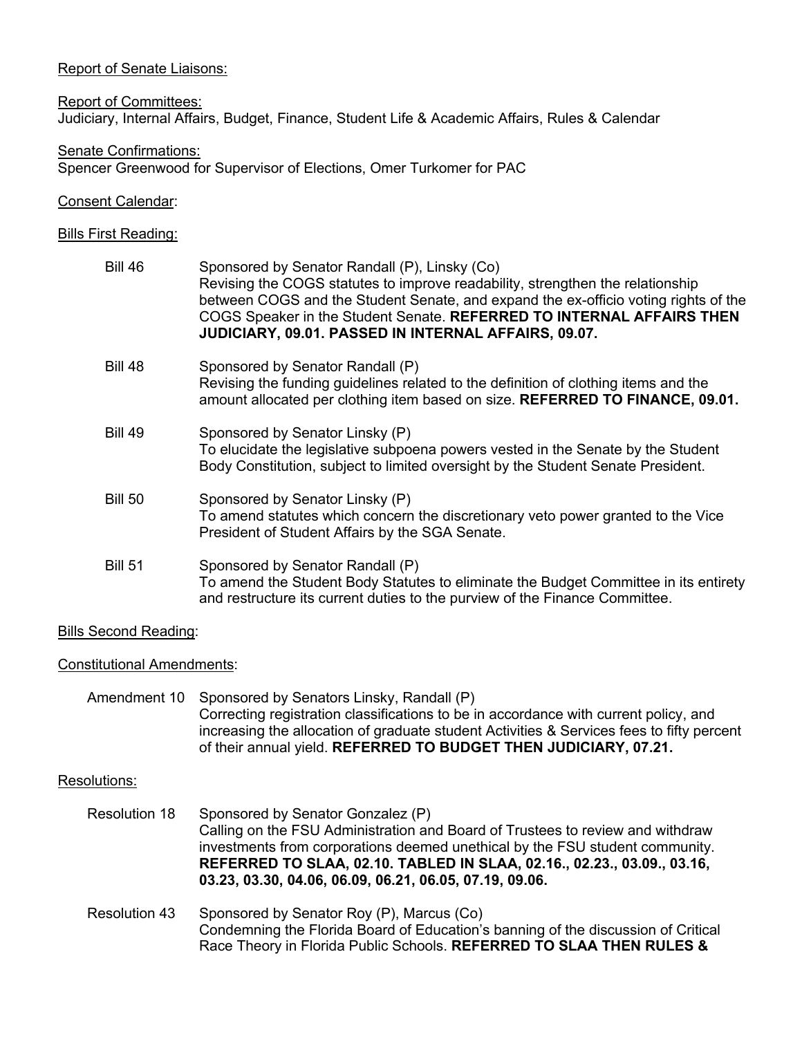Report of Senate Liaisons:

Report of Committees:
Judiciary, Internal Affairs, Budget, Finance, Student Life & Academic Affairs, Rules & Calendar

Senate Confirmations:
Spencer Greenwood for Supervisor of Elections, Omer Turkomer for PAC

Consent Calendar:

Bills First Reading:

Bill 46 — Sponsored by Senator Randall (P), Linsky (Co)
Revising the COGS statutes to improve readability, strengthen the relationship between COGS and the Student Senate, and expand the ex-officio voting rights of the COGS Speaker in the Student Senate. **REFERRED TO INTERNAL AFFAIRS THEN JUDICIARY, 09.01. PASSED IN INTERNAL AFFAIRS, 09.07.**

Bill 48 — Sponsored by Senator Randall (P)
Revising the funding guidelines related to the definition of clothing items and the amount allocated per clothing item based on size. **REFERRED TO FINANCE, 09.01.**

Bill 49 — Sponsored by Senator Linsky (P)
To elucidate the legislative subpoena powers vested in the Senate by the Student Body Constitution, subject to limited oversight by the Student Senate President.

Bill 50 — Sponsored by Senator Linsky (P)
To amend statutes which concern the discretionary veto power granted to the Vice President of Student Affairs by the SGA Senate.

Bill 51 — Sponsored by Senator Randall (P)
To amend the Student Body Statutes to eliminate the Budget Committee in its entirety and restructure its current duties to the purview of the Finance Committee.

Bills Second Reading:

Constitutional Amendments:

Amendment 10 — Sponsored by Senators Linsky, Randall (P)
Correcting registration classifications to be in accordance with current policy, and increasing the allocation of graduate student Activities & Services fees to fifty percent of their annual yield. **REFERRED TO BUDGET THEN JUDICIARY, 07.21.**

Resolutions:

Resolution 18 — Sponsored by Senator Gonzalez (P)
Calling on the FSU Administration and Board of Trustees to review and withdraw investments from corporations deemed unethical by the FSU student community. **REFERRED TO SLAA, 02.10. TABLED IN SLAA, 02.16., 02.23., 03.09., 03.16, 03.23, 03.30, 04.06, 06.09, 06.21, 06.05, 07.19, 09.06.**

Resolution 43 — Sponsored by Senator Roy (P), Marcus (Co)
Condemning the Florida Board of Education's banning of the discussion of Critical Race Theory in Florida Public Schools. **REFERRED TO SLAA THEN RULES &**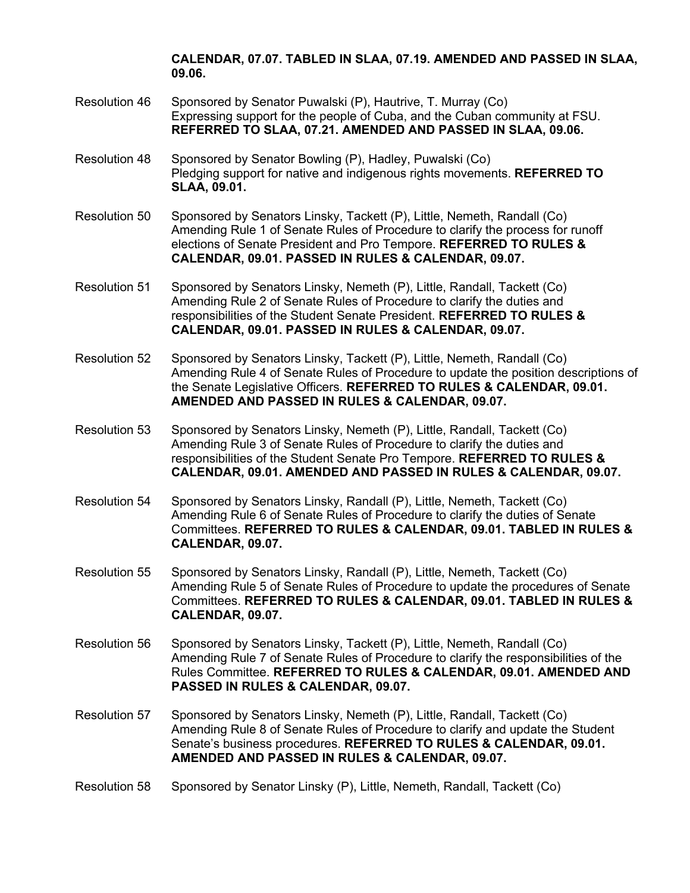**CALENDAR, 07.07. TABLED IN SLAA, 07.19. AMENDED AND PASSED IN SLAA, 09.06.**

Resolution 46 Sponsored by Senator Puwalski (P), Hautrive, T. Murray (Co)
Expressing support for the people of Cuba, and the Cuban community at FSU. **REFERRED TO SLAA, 07.21. AMENDED AND PASSED IN SLAA, 09.06.**

Resolution 48 Sponsored by Senator Bowling (P), Hadley, Puwalski (Co)
Pledging support for native and indigenous rights movements. **REFERRED TO SLAA, 09.01.**

Resolution 50 Sponsored by Senators Linsky, Tackett (P), Little, Nemeth, Randall (Co)
Amending Rule 1 of Senate Rules of Procedure to clarify the process for runoff elections of Senate President and Pro Tempore. **REFERRED TO RULES & CALENDAR, 09.01. PASSED IN RULES & CALENDAR, 09.07.**

Resolution 51 Sponsored by Senators Linsky, Nemeth (P), Little, Randall, Tackett (Co)
Amending Rule 2 of Senate Rules of Procedure to clarify the duties and responsibilities of the Student Senate President. **REFERRED TO RULES & CALENDAR, 09.01. PASSED IN RULES & CALENDAR, 09.07.**

Resolution 52 Sponsored by Senators Linsky, Tackett (P), Little, Nemeth, Randall (Co)
Amending Rule 4 of Senate Rules of Procedure to update the position descriptions of the Senate Legislative Officers. **REFERRED TO RULES & CALENDAR, 09.01. AMENDED AND PASSED IN RULES & CALENDAR, 09.07.**

Resolution 53 Sponsored by Senators Linsky, Nemeth (P), Little, Randall, Tackett (Co)
Amending Rule 3 of Senate Rules of Procedure to clarify the duties and responsibilities of the Student Senate Pro Tempore. **REFERRED TO RULES & CALENDAR, 09.01. AMENDED AND PASSED IN RULES & CALENDAR, 09.07.**

Resolution 54 Sponsored by Senators Linsky, Randall (P), Little, Nemeth, Tackett (Co)
Amending Rule 6 of Senate Rules of Procedure to clarify the duties of Senate Committees. **REFERRED TO RULES & CALENDAR, 09.01. TABLED IN RULES & CALENDAR, 09.07.**

Resolution 55 Sponsored by Senators Linsky, Randall (P), Little, Nemeth, Tackett (Co)
Amending Rule 5 of Senate Rules of Procedure to update the procedures of Senate Committees. **REFERRED TO RULES & CALENDAR, 09.01. TABLED IN RULES & CALENDAR, 09.07.**

Resolution 56 Sponsored by Senators Linsky, Tackett (P), Little, Nemeth, Randall (Co)
Amending Rule 7 of Senate Rules of Procedure to clarify the responsibilities of the Rules Committee. **REFERRED TO RULES & CALENDAR, 09.01. AMENDED AND PASSED IN RULES & CALENDAR, 09.07.**

Resolution 57 Sponsored by Senators Linsky, Nemeth (P), Little, Randall, Tackett (Co)
Amending Rule 8 of Senate Rules of Procedure to clarify and update the Student Senate's business procedures. **REFERRED TO RULES & CALENDAR, 09.01. AMENDED AND PASSED IN RULES & CALENDAR, 09.07.**

Resolution 58 Sponsored by Senator Linsky (P), Little, Nemeth, Randall, Tackett (Co)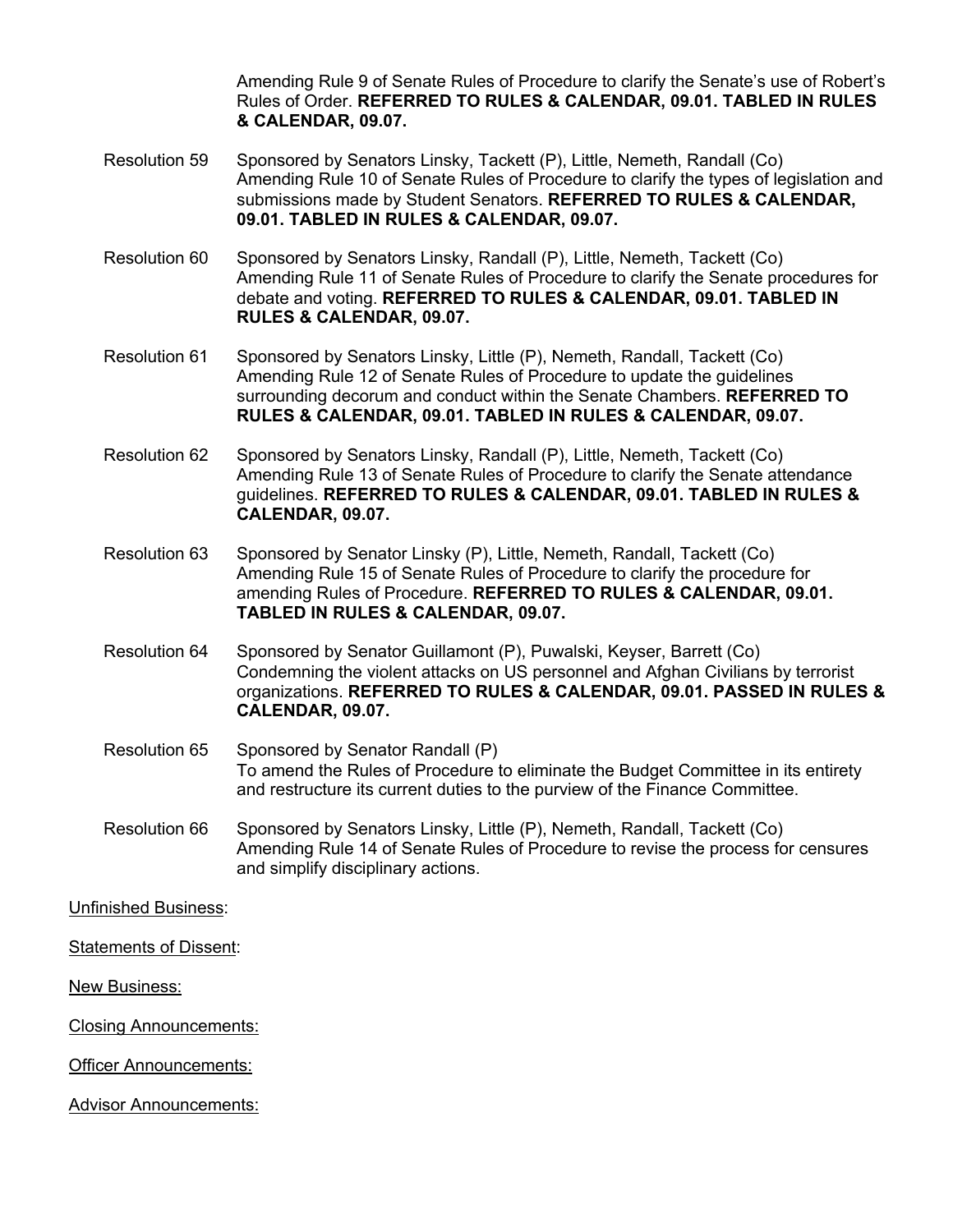Amending Rule 9 of Senate Rules of Procedure to clarify the Senate's use of Robert's Rules of Order. **REFERRED TO RULES & CALENDAR, 09.01. TABLED IN RULES & CALENDAR, 09.07.**

Resolution 59 Sponsored by Senators Linsky, Tackett (P), Little, Nemeth, Randall (Co) Amending Rule 10 of Senate Rules of Procedure to clarify the types of legislation and submissions made by Student Senators. **REFERRED TO RULES & CALENDAR, 09.01. TABLED IN RULES & CALENDAR, 09.07.**

Resolution 60 Sponsored by Senators Linsky, Randall (P), Little, Nemeth, Tackett (Co) Amending Rule 11 of Senate Rules of Procedure to clarify the Senate procedures for debate and voting. **REFERRED TO RULES & CALENDAR, 09.01. TABLED IN RULES & CALENDAR, 09.07.**

Resolution 61 Sponsored by Senators Linsky, Little (P), Nemeth, Randall, Tackett (Co) Amending Rule 12 of Senate Rules of Procedure to update the guidelines surrounding decorum and conduct within the Senate Chambers. **REFERRED TO RULES & CALENDAR, 09.01. TABLED IN RULES & CALENDAR, 09.07.**

Resolution 62 Sponsored by Senators Linsky, Randall (P), Little, Nemeth, Tackett (Co) Amending Rule 13 of Senate Rules of Procedure to clarify the Senate attendance guidelines. **REFERRED TO RULES & CALENDAR, 09.01. TABLED IN RULES & CALENDAR, 09.07.**

Resolution 63 Sponsored by Senator Linsky (P), Little, Nemeth, Randall, Tackett (Co) Amending Rule 15 of Senate Rules of Procedure to clarify the procedure for amending Rules of Procedure. **REFERRED TO RULES & CALENDAR, 09.01. TABLED IN RULES & CALENDAR, 09.07.**

Resolution 64 Sponsored by Senator Guillamont (P), Puwalski, Keyser, Barrett (Co) Condemning the violent attacks on US personnel and Afghan Civilians by terrorist organizations. **REFERRED TO RULES & CALENDAR, 09.01. PASSED IN RULES & CALENDAR, 09.07.**

Resolution 65 Sponsored by Senator Randall (P) To amend the Rules of Procedure to eliminate the Budget Committee in its entirety and restructure its current duties to the purview of the Finance Committee.

Resolution 66 Sponsored by Senators Linsky, Little (P), Nemeth, Randall, Tackett (Co) Amending Rule 14 of Senate Rules of Procedure to revise the process for censures and simplify disciplinary actions.

Unfinished Business:

Statements of Dissent:

New Business:

Closing Announcements:

Officer Announcements:

Advisor Announcements: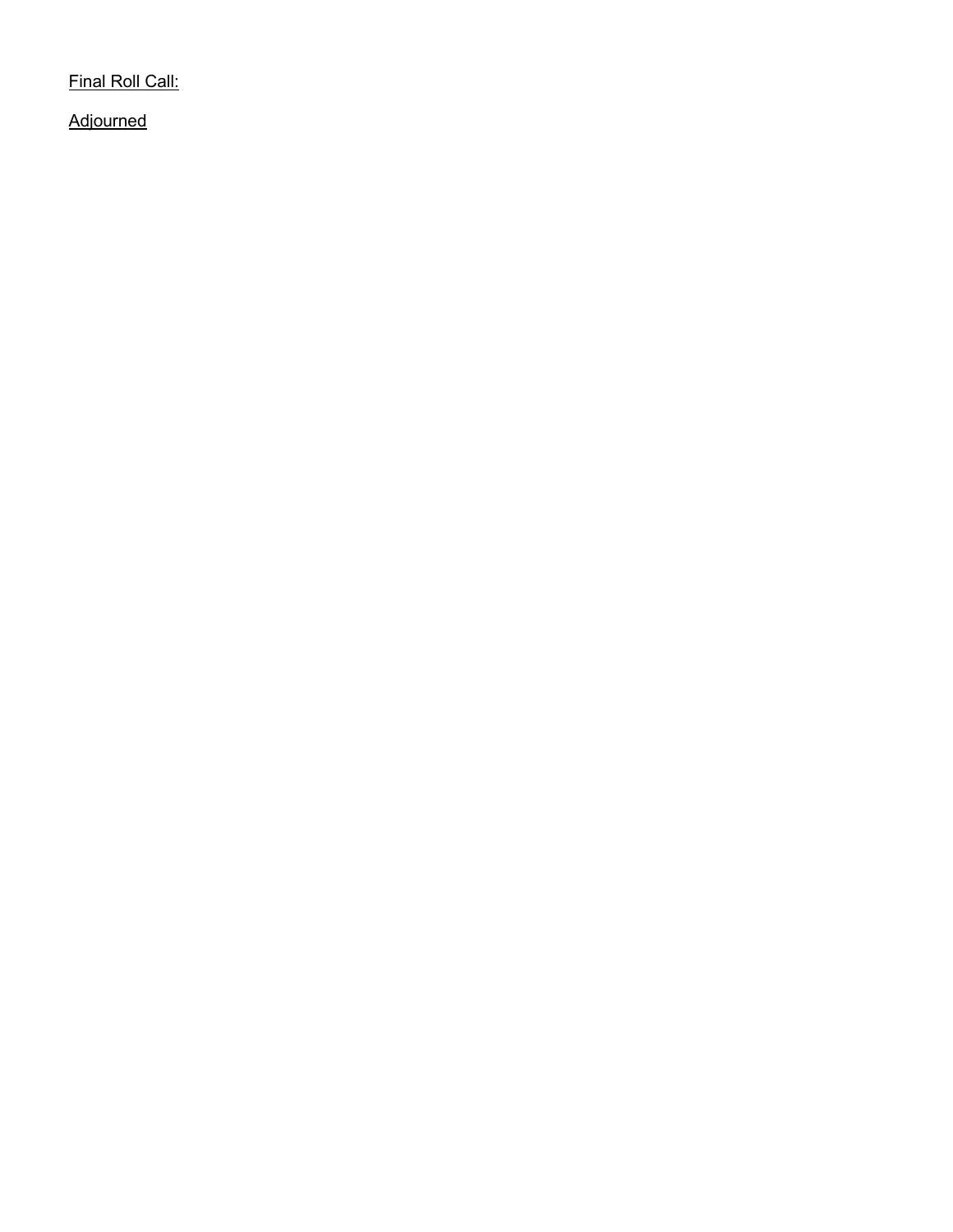<u>Final Roll Call:</u>

<u>Adjourned</u>